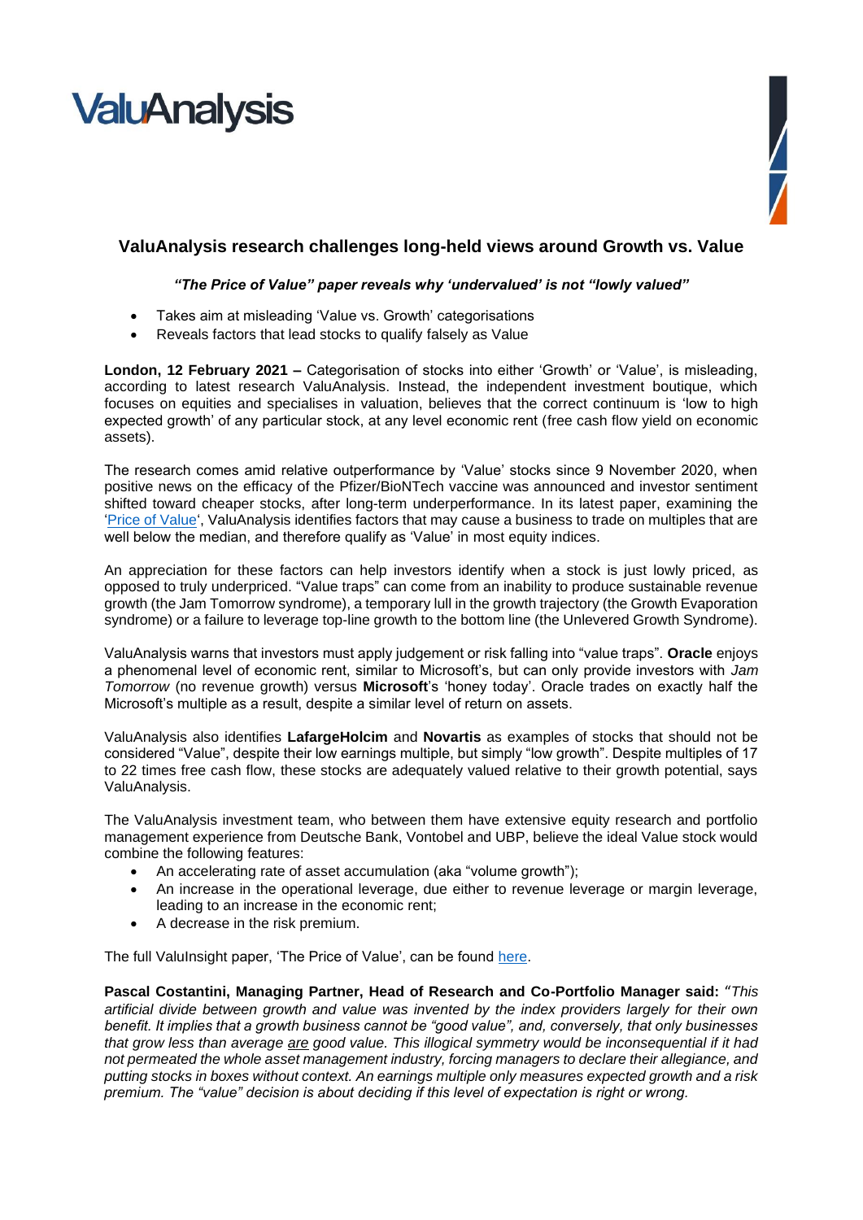ValuAnalysis

## ValuAnalysis research challenges long-held views around Growth vs. Value

***"The Price of Value" paper reveals why 'undervalued' is not "lowly valued"***

- Takes aim at misleading 'Value vs. Growth' categorisations
- Reveals factors that lead stocks to qualify falsely as Value

**London, 12 February 2021 –** Categorisation of stocks into either 'Growth' or 'Value', is misleading, according to latest research ValuAnalysis. Instead, the independent investment boutique, which focuses on equities and specialises in valuation, believes that the correct continuum is 'low to high expected growth' of any particular stock, at any level economic rent (free cash flow yield on economic assets).

The research comes amid relative outperformance by 'Value' stocks since 9 November 2020, when positive news on the efficacy of the Pfizer/BioNTech vaccine was announced and investor sentiment shifted toward cheaper stocks, after long-term underperformance. In its latest paper, examining the 'Price of Value', ValuAnalysis identifies factors that may cause a business to trade on multiples that are well below the median, and therefore qualify as 'Value' in most equity indices.

An appreciation for these factors can help investors identify when a stock is just lowly priced, as opposed to truly underpriced. "Value traps" can come from an inability to produce sustainable revenue growth (the Jam Tomorrow syndrome), a temporary lull in the growth trajectory (the Growth Evaporation syndrome) or a failure to leverage top-line growth to the bottom line (the Unlevered Growth Syndrome).

ValuAnalysis warns that investors must apply judgement or risk falling into "value traps". **Oracle** enjoys a phenomenal level of economic rent, similar to Microsoft's, but can only provide investors with *Jam Tomorrow* (no revenue growth) versus **Microsoft**'s 'honey today'. Oracle trades on exactly half the Microsoft's multiple as a result, despite a similar level of return on assets.

ValuAnalysis also identifies **LafargeHolcim** and **Novartis** as examples of stocks that should not be considered "Value", despite their low earnings multiple, but simply "low growth". Despite multiples of 17 to 22 times free cash flow, these stocks are adequately valued relative to their growth potential, says ValuAnalysis.

The ValuAnalysis investment team, who between them have extensive equity research and portfolio management experience from Deutsche Bank, Vontobel and UBP, believe the ideal Value stock would combine the following features:

- An accelerating rate of asset accumulation (aka "volume growth");
- An increase in the operational leverage, due either to revenue leverage or margin leverage, leading to an increase in the economic rent;
- A decrease in the risk premium.

The full ValuInsight paper, 'The Price of Value', can be found here.

**Pascal Costantini, Managing Partner, Head of Research and Co-Portfolio Manager said:** *"This artificial divide between growth and value was invented by the index providers largely for their own benefit. It implies that a growth business cannot be "good value", and, conversely, that only businesses that grow less than average are good value. This illogical symmetry would be inconsequential if it had not permeated the whole asset management industry, forcing managers to declare their allegiance, and putting stocks in boxes without context. An earnings multiple only measures expected growth and a risk premium. The "value" decision is about deciding if this level of expectation is right or wrong.*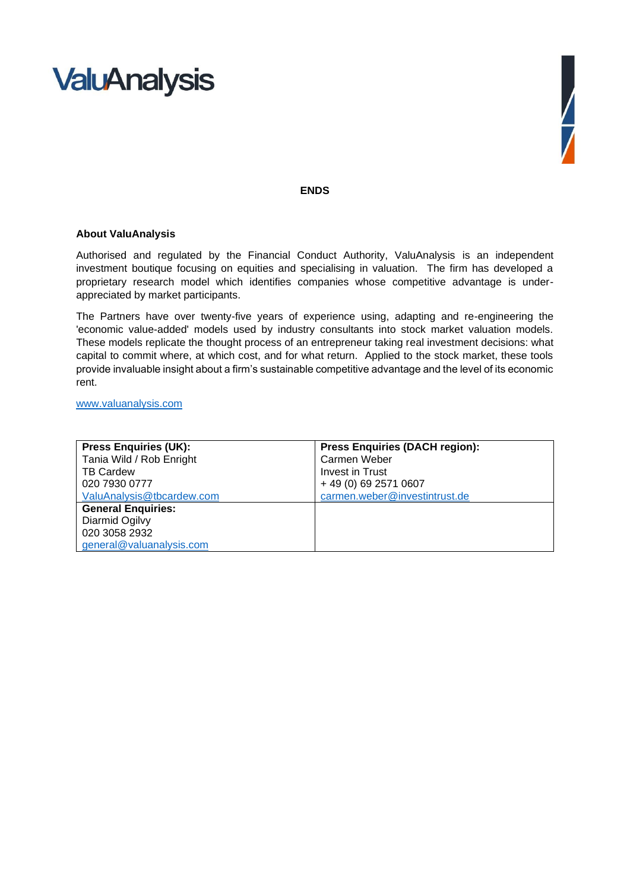**ENDS**

**About ValuAnalysis**

Authorised and regulated by the Financial Conduct Authority, ValuAnalysis is an independent investment boutique focusing on equities and specialising in valuation. The firm has developed a proprietary research model which identifies companies whose competitive advantage is under-appreciated by market participants.

The Partners have over twenty-five years of experience using, adapting and re-engineering the 'economic value-added' models used by industry consultants into stock market valuation models. These models replicate the thought process of an entrepreneur taking real investment decisions: what capital to commit where, at which cost, and for what return. Applied to the stock market, these tools provide invaluable insight about a firm's sustainable competitive advantage and the level of its economic rent.

www.valuanalysis.com

| | |
|---|---|
| **Press Enquiries (UK):**<br>Tania Wild / Rob Enright<br>TB Cardew<br>020 7930 0777<br>ValuAnalysis@tbcardew.com | **Press Enquiries (DACH region):**<br>Carmen Weber<br>Invest in Trust<br>+ 49 (0) 69 2571 0607<br>carmen.weber@investintrust.de |
| **General Enquiries:**<br>Diarmid Ogilvy<br>020 3058 2932<br>general@valuanalysis.com | |